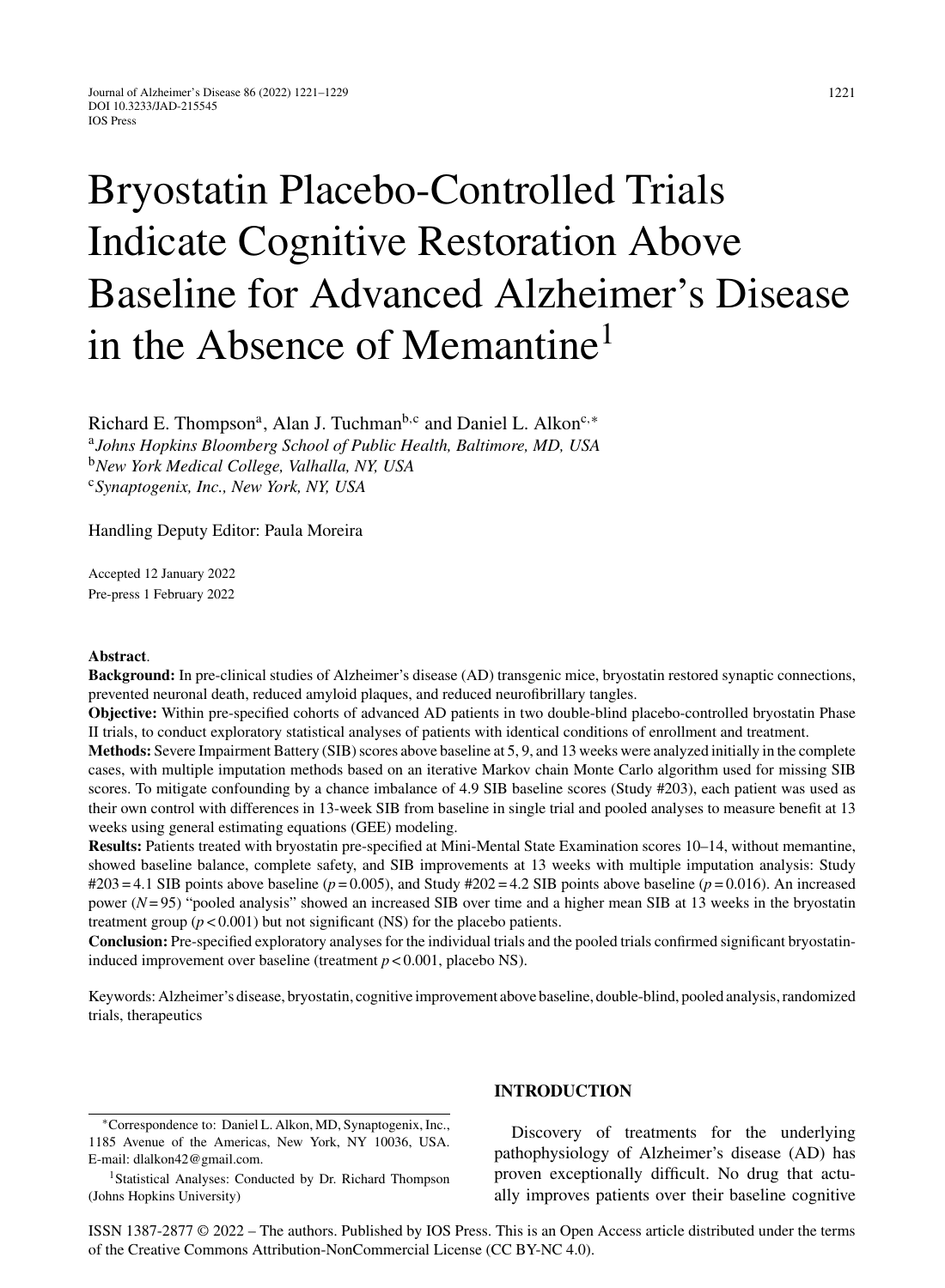# Bryostatin Placebo-Controlled Trials Indicate Cognitive Restoration Above Baseline for Advanced Alzheimer's Disease in the Absence of Memantine[1]

Richard E. Thompson[a], Alan J. Tuchman[b,c] and Daniel L. Alkon[c,*]

[a] *Johns Hopkins Bloomberg School of Public Health, Baltimore, MD, USA*
[b] *New York Medical College, Valhalla, NY, USA*
[c] *Synaptogenix, Inc., New York, NY, USA*

Handling Deputy Editor: Paula Moreira

Accepted 12 January 2022
Pre-press 1 February 2022

**Abstract**.
**Background:** In pre-clinical studies of Alzheimer's disease (AD) transgenic mice, bryostatin restored synaptic connections, prevented neuronal death, reduced amyloid plaques, and reduced neurofibrillary tangles.
**Objective:** Within pre-specified cohorts of advanced AD patients in two double-blind placebo-controlled bryostatin Phase II trials, to conduct exploratory statistical analyses of patients with identical conditions of enrollment and treatment.
**Methods:** Severe Impairment Battery (SIB) scores above baseline at 5, 9, and 13 weeks were analyzed initially in the complete cases, with multiple imputation methods based on an iterative Markov chain Monte Carlo algorithm used for missing SIB scores. To mitigate confounding by a chance imbalance of 4.9 SIB baseline scores (Study #203), each patient was used as their own control with differences in 13-week SIB from baseline in single trial and pooled analyses to measure benefit at 13 weeks using general estimating equations (GEE) modeling.
**Results:** Patients treated with bryostatin pre-specified at Mini-Mental State Examination scores 10–14, without memantine, showed baseline balance, complete safety, and SIB improvements at 13 weeks with multiple imputation analysis: Study #203 = 4.1 SIB points above baseline ($p = 0.005$), and Study #202 = 4.2 SIB points above baseline ($p = 0.016$). An increased power ($N = 95$) "pooled analysis" showed an increased SIB over time and a higher mean SIB at 13 weeks in the bryostatin treatment group ($p < 0.001$) but not significant (NS) for the placebo patients.
**Conclusion:** Pre-specified exploratory analyses for the individual trials and the pooled trials confirmed significant bryostatin-induced improvement over baseline (treatment $p < 0.001$, placebo NS).

Keywords: Alzheimer's disease, bryostatin, cognitive improvement above baseline, double-blind, pooled analysis, randomized trials, therapeutics

## INTRODUCTION

Discovery of treatments for the underlying pathophysiology of Alzheimer's disease (AD) has proven exceptionally difficult. No drug that actually improves patients over their baseline cognitive

*Correspondence to: Daniel L. Alkon, MD, Synaptogenix, Inc., 1185 Avenue of the Americas, New York, NY 10036, USA. E-mail: dlalkon42@gmail.com.

[1] Statistical Analyses: Conducted by Dr. Richard Thompson (Johns Hopkins University)

ISSN 1387-2877 © 2022 – The authors. Published by IOS Press. This is an Open Access article distributed under the terms of the Creative Commons Attribution-NonCommercial License (CC BY-NC 4.0).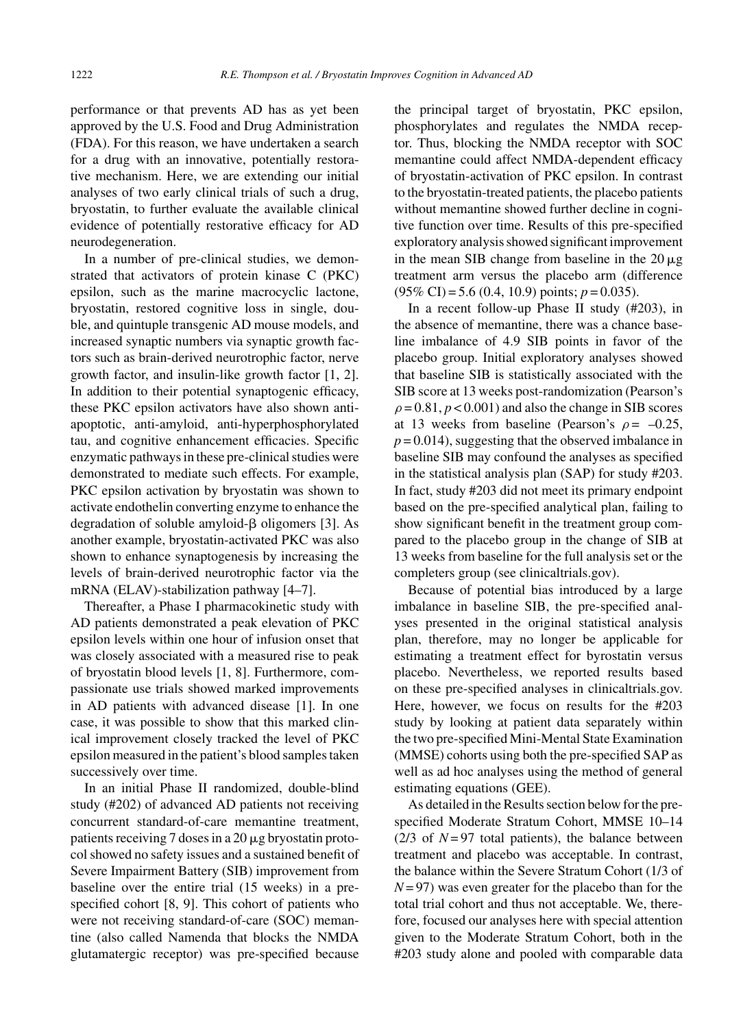performance or that prevents AD has as yet been approved by the U.S. Food and Drug Administration (FDA). For this reason, we have undertaken a search for a drug with an innovative, potentially restorative mechanism. Here, we are extending our initial analyses of two early clinical trials of such a drug, bryostatin, to further evaluate the available clinical evidence of potentially restorative efficacy for AD neurodegeneration.

In a number of pre-clinical studies, we demonstrated that activators of protein kinase C (PKC) epsilon, such as the marine macrocyclic lactone, bryostatin, restored cognitive loss in single, double, and quintuple transgenic AD mouse models, and increased synaptic numbers via synaptic growth factors such as brain-derived neurotrophic factor, nerve growth factor, and insulin-like growth factor [1, 2]. In addition to their potential synaptogenic efficacy, these PKC epsilon activators have also shown anti-apoptotic, anti-amyloid, anti-hyperphosphorylated tau, and cognitive enhancement efficacies. Specific enzymatic pathways in these pre-clinical studies were demonstrated to mediate such effects. For example, PKC epsilon activation by bryostatin was shown to activate endothelin converting enzyme to enhance the degradation of soluble amyloid-β oligomers [3]. As another example, bryostatin-activated PKC was also shown to enhance synaptogenesis by increasing the levels of brain-derived neurotrophic factor via the mRNA (ELAV)-stabilization pathway [4–7].

Thereafter, a Phase I pharmacokinetic study with AD patients demonstrated a peak elevation of PKC epsilon levels within one hour of infusion onset that was closely associated with a measured rise to peak of bryostatin blood levels [1, 8]. Furthermore, compassionate use trials showed marked improvements in AD patients with advanced disease [1]. In one case, it was possible to show that this marked clinical improvement closely tracked the level of PKC epsilon measured in the patient's blood samples taken successively over time.

In an initial Phase II randomized, double-blind study (#202) of advanced AD patients not receiving concurrent standard-of-care memantine treatment, patients receiving 7 doses in a 20 μg bryostatin protocol showed no safety issues and a sustained benefit of Severe Impairment Battery (SIB) improvement from baseline over the entire trial (15 weeks) in a pre-specified cohort [8, 9]. This cohort of patients who were not receiving standard-of-care (SOC) memantine (also called Namenda that blocks the NMDA glutamatergic receptor) was pre-specified because the principal target of bryostatin, PKC epsilon, phosphorylates and regulates the NMDA receptor. Thus, blocking the NMDA receptor with SOC memantine could affect NMDA-dependent efficacy of bryostatin-activation of PKC epsilon. In contrast to the bryostatin-treated patients, the placebo patients without memantine showed further decline in cognitive function over time. Results of this pre-specified exploratory analysis showed significant improvement in the mean SIB change from baseline in the 20 μg treatment arm versus the placebo arm (difference (95% CI) = 5.6 (0.4, 10.9) points; $p = 0.035$).

In a recent follow-up Phase II study (#203), in the absence of memantine, there was a chance baseline imbalance of 4.9 SIB points in favor of the placebo group. Initial exploratory analyses showed that baseline SIB is statistically associated with the SIB score at 13 weeks post-randomization (Pearson's $\rho = 0.81$, $p < 0.001$) and also the change in SIB scores at 13 weeks from baseline (Pearson's $\rho = -0.25$, $p = 0.014$), suggesting that the observed imbalance in baseline SIB may confound the analyses as specified in the statistical analysis plan (SAP) for study #203. In fact, study #203 did not meet its primary endpoint based on the pre-specified analytical plan, failing to show significant benefit in the treatment group compared to the placebo group in the change of SIB at 13 weeks from baseline for the full analysis set or the completers group (see clinicaltrials.gov).

Because of potential bias introduced by a large imbalance in baseline SIB, the pre-specified analyses presented in the original statistical analysis plan, therefore, may no longer be applicable for estimating a treatment effect for bryostatin versus placebo. Nevertheless, we reported results based on these pre-specified analyses in clinicaltrials.gov. Here, however, we focus on results for the #203 study by looking at patient data separately within the two pre-specified Mini-Mental State Examination (MMSE) cohorts using both the pre-specified SAP as well as ad hoc analyses using the method of general estimating equations (GEE).

As detailed in the Results section below for the pre-specified Moderate Stratum Cohort, MMSE 10–14 (2/3 of $N = 97$ total patients), the balance between treatment and placebo was acceptable. In contrast, the balance within the Severe Stratum Cohort (1/3 of $N = 97$) was even greater for the placebo than for the total trial cohort and thus not acceptable. We, therefore, focused our analyses here with special attention given to the Moderate Stratum Cohort, both in the #203 study alone and pooled with comparable data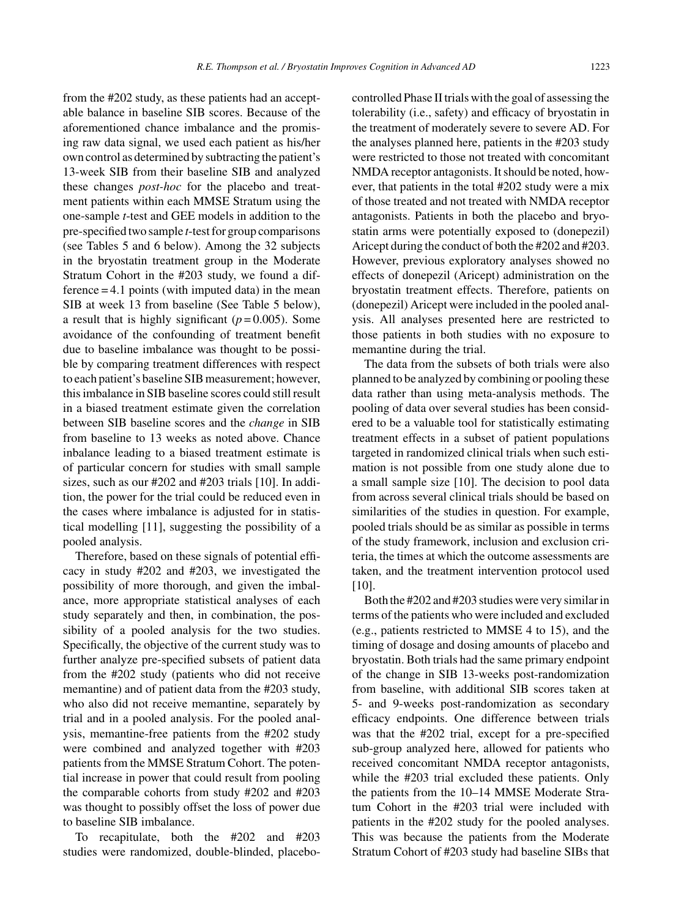from the #202 study, as these patients had an acceptable balance in baseline SIB scores. Because of the aforementioned chance imbalance and the promising raw data signal, we used each patient as his/her own control as determined by subtracting the patient's 13-week SIB from their baseline SIB and analyzed these changes *post-hoc* for the placebo and treatment patients within each MMSE Stratum using the one-sample *t*-test and GEE models in addition to the pre-specified two sample *t*-test for group comparisons (see Tables 5 and 6 below). Among the 32 subjects in the bryostatin treatment group in the Moderate Stratum Cohort in the #203 study, we found a difference = 4.1 points (with imputed data) in the mean SIB at week 13 from baseline (See Table 5 below), a result that is highly significant ($p = 0.005$). Some avoidance of the confounding of treatment benefit due to baseline imbalance was thought to be possible by comparing treatment differences with respect to each patient's baseline SIB measurement; however, this imbalance in SIB baseline scores could still result in a biased treatment estimate given the correlation between SIB baseline scores and the *change* in SIB from baseline to 13 weeks as noted above. Chance inbalance leading to a biased treatment estimate is of particular concern for studies with small sample sizes, such as our #202 and #203 trials [10]. In addition, the power for the trial could be reduced even in the cases where imbalance is adjusted for in statistical modelling [11], suggesting the possibility of a pooled analysis.

Therefore, based on these signals of potential efficacy in study #202 and #203, we investigated the possibility of more thorough, and given the imbalance, more appropriate statistical analyses of each study separately and then, in combination, the possibility of a pooled analysis for the two studies. Specifically, the objective of the current study was to further analyze pre-specified subsets of patient data from the #202 study (patients who did not receive memantine) and of patient data from the #203 study, who also did not receive memantine, separately by trial and in a pooled analysis. For the pooled analysis, memantine-free patients from the #202 study were combined and analyzed together with #203 patients from the MMSE Stratum Cohort. The potential increase in power that could result from pooling the comparable cohorts from study #202 and #203 was thought to possibly offset the loss of power due to baseline SIB imbalance.

To recapitulate, both the #202 and #203 studies were randomized, double-blinded, placebo-controlled Phase II trials with the goal of assessing the tolerability (i.e., safety) and efficacy of bryostatin in the treatment of moderately severe to severe AD. For the analyses planned here, patients in the #203 study were restricted to those not treated with concomitant NMDA receptor antagonists. It should be noted, however, that patients in the total #202 study were a mix of those treated and not treated with NMDA receptor antagonists. Patients in both the placebo and bryostatin arms were potentially exposed to (donepezil) Aricept during the conduct of both the #202 and #203. However, previous exploratory analyses showed no effects of donepezil (Aricept) administration on the bryostatin treatment effects. Therefore, patients on (donepezil) Aricept were included in the pooled analysis. All analyses presented here are restricted to those patients in both studies with no exposure to memantine during the trial.

The data from the subsets of both trials were also planned to be analyzed by combining or pooling these data rather than using meta-analysis methods. The pooling of data over several studies has been considered to be a valuable tool for statistically estimating treatment effects in a subset of patient populations targeted in randomized clinical trials when such estimation is not possible from one study alone due to a small sample size [10]. The decision to pool data from across several clinical trials should be based on similarities of the studies in question. For example, pooled trials should be as similar as possible in terms of the study framework, inclusion and exclusion criteria, the times at which the outcome assessments are taken, and the treatment intervention protocol used [10].

Both the #202 and #203 studies were very similar in terms of the patients who were included and excluded (e.g., patients restricted to MMSE 4 to 15), and the timing of dosage and dosing amounts of placebo and bryostatin. Both trials had the same primary endpoint of the change in SIB 13-weeks post-randomization from baseline, with additional SIB scores taken at 5- and 9-weeks post-randomization as secondary efficacy endpoints. One difference between trials was that the #202 trial, except for a pre-specified sub-group analyzed here, allowed for patients who received concomitant NMDA receptor antagonists, while the #203 trial excluded these patients. Only the patients from the 10–14 MMSE Moderate Stratum Cohort in the #203 trial were included with patients in the #202 study for the pooled analyses. This was because the patients from the Moderate Stratum Cohort of #203 study had baseline SIBs that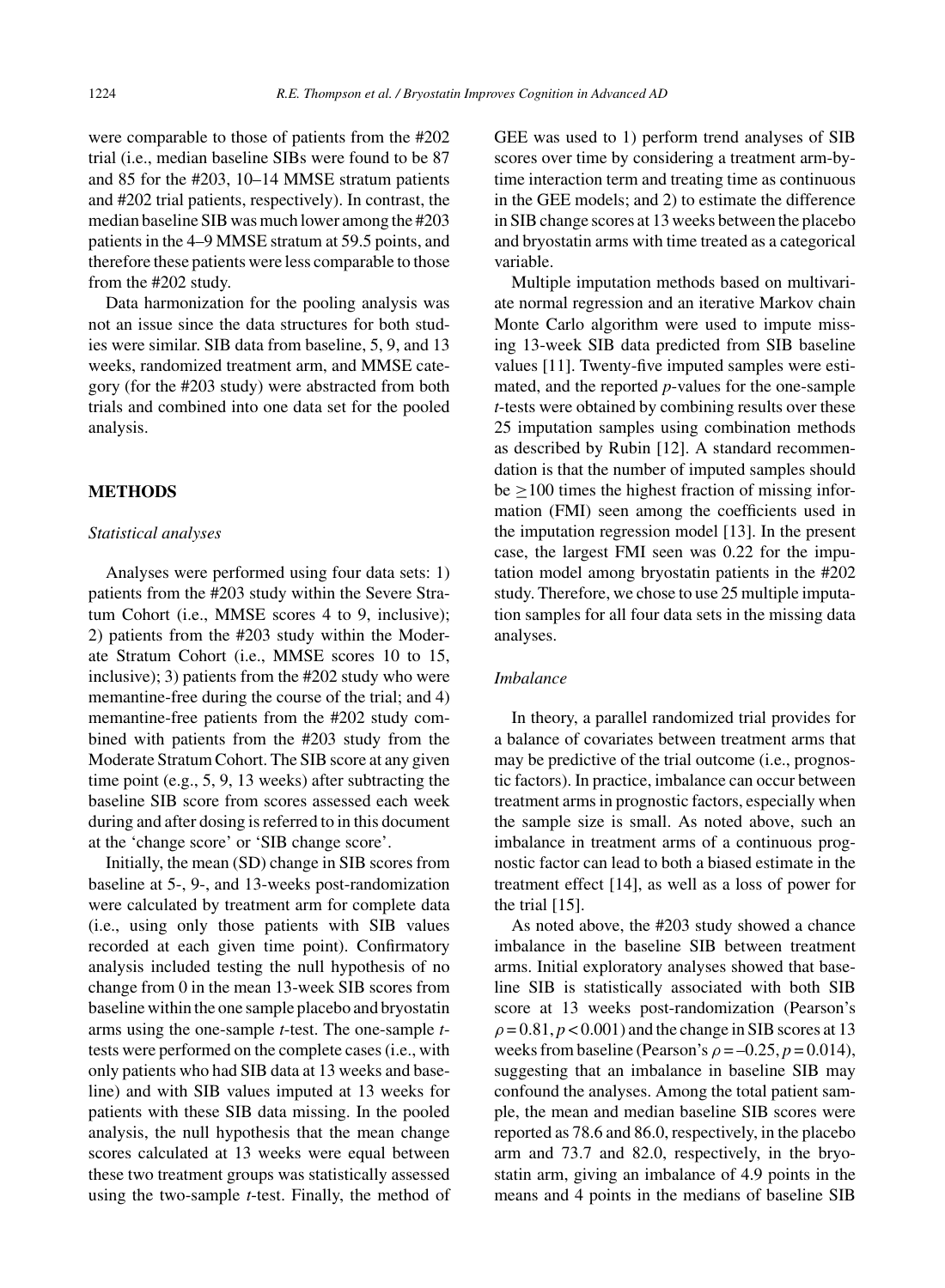were comparable to those of patients from the #202 trial (i.e., median baseline SIBs were found to be 87 and 85 for the #203, 10–14 MMSE stratum patients and #202 trial patients, respectively). In contrast, the median baseline SIB was much lower among the #203 patients in the 4–9 MMSE stratum at 59.5 points, and therefore these patients were less comparable to those from the #202 study.

Data harmonization for the pooling analysis was not an issue since the data structures for both studies were similar. SIB data from baseline, 5, 9, and 13 weeks, randomized treatment arm, and MMSE category (for the #203 study) were abstracted from both trials and combined into one data set for the pooled analysis.

## METHODS

### *Statistical analyses*

Analyses were performed using four data sets: 1) patients from the #203 study within the Severe Stratum Cohort (i.e., MMSE scores 4 to 9, inclusive); 2) patients from the #203 study within the Moderate Stratum Cohort (i.e., MMSE scores 10 to 15, inclusive); 3) patients from the #202 study who were memantine-free during the course of the trial; and 4) memantine-free patients from the #202 study combined with patients from the #203 study from the Moderate Stratum Cohort. The SIB score at any given time point (e.g., 5, 9, 13 weeks) after subtracting the baseline SIB score from scores assessed each week during and after dosing is referred to in this document at the 'change score' or 'SIB change score'.

Initially, the mean (SD) change in SIB scores from baseline at 5-, 9-, and 13-weeks post-randomization were calculated by treatment arm for complete data (i.e., using only those patients with SIB values recorded at each given time point). Confirmatory analysis included testing the null hypothesis of no change from 0 in the mean 13-week SIB scores from baseline within the one sample placebo and bryostatin arms using the one-sample *t*-test. The one-sample *t*-tests were performed on the complete cases (i.e., with only patients who had SIB data at 13 weeks and baseline) and with SIB values imputed at 13 weeks for patients with these SIB data missing. In the pooled analysis, the null hypothesis that the mean change scores calculated at 13 weeks were equal between these two treatment groups was statistically assessed using the two-sample *t*-test. Finally, the method of GEE was used to 1) perform trend analyses of SIB scores over time by considering a treatment arm-by-time interaction term and treating time as continuous in the GEE models; and 2) to estimate the difference in SIB change scores at 13 weeks between the placebo and bryostatin arms with time treated as a categorical variable.

Multiple imputation methods based on multivariate normal regression and an iterative Markov chain Monte Carlo algorithm were used to impute missing 13-week SIB data predicted from SIB baseline values [11]. Twenty-five imputed samples were estimated, and the reported *p*-values for the one-sample *t*-tests were obtained by combining results over these 25 imputation samples using combination methods as described by Rubin [12]. A standard recommendation is that the number of imputed samples should be $\geq$100 times the highest fraction of missing information (FMI) seen among the coefficients used in the imputation regression model [13]. In the present case, the largest FMI seen was 0.22 for the imputation model among bryostatin patients in the #202 study. Therefore, we chose to use 25 multiple imputation samples for all four data sets in the missing data analyses.

### *Imbalance*

In theory, a parallel randomized trial provides for a balance of covariates between treatment arms that may be predictive of the trial outcome (i.e., prognostic factors). In practice, imbalance can occur between treatment arms in prognostic factors, especially when the sample size is small. As noted above, such an imbalance in treatment arms of a continuous prognostic factor can lead to both a biased estimate in the treatment effect [14], as well as a loss of power for the trial [15].

As noted above, the #203 study showed a chance imbalance in the baseline SIB between treatment arms. Initial exploratory analyses showed that baseline SIB is statistically associated with both SIB score at 13 weeks post-randomization (Pearson's $\rho = 0.81$, $p < 0.001$) and the change in SIB scores at 13 weeks from baseline (Pearson's $\rho = -0.25$, $p = 0.014$), suggesting that an imbalance in baseline SIB may confound the analyses. Among the total patient sample, the mean and median baseline SIB scores were reported as 78.6 and 86.0, respectively, in the placebo arm and 73.7 and 82.0, respectively, in the bryostatin arm, giving an imbalance of 4.9 points in the means and 4 points in the medians of baseline SIB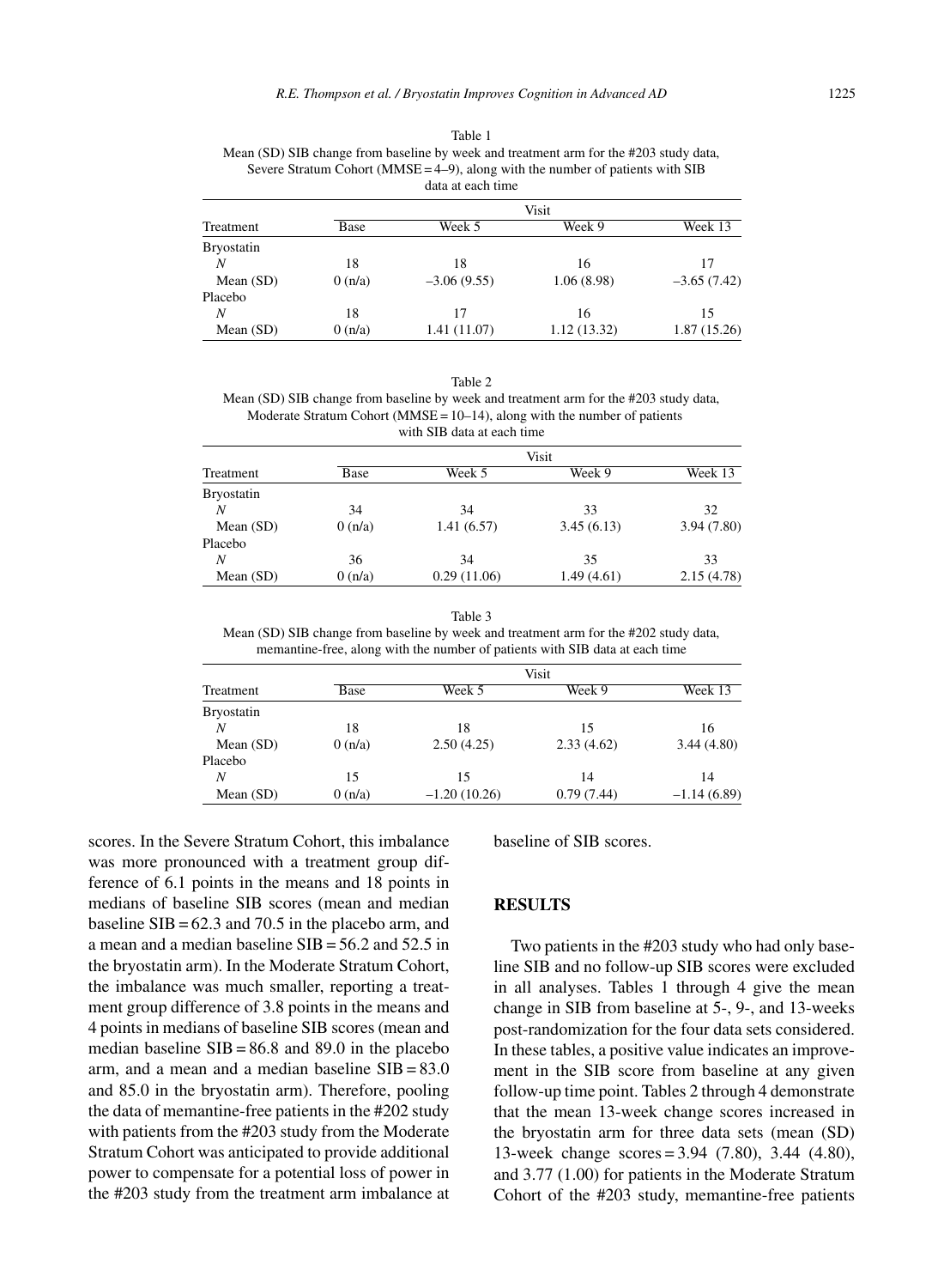Table 1
Mean (SD) SIB change from baseline by week and treatment arm for the #203 study data, Severe Stratum Cohort (MMSE = 4–9), along with the number of patients with SIB data at each time

| Treatment | Visit | | | |
|---|---|---|---|---|
| | Base | Week 5 | Week 9 | Week 13 |
| Bryostatin | | | | |
| *N* | 18 | 18 | 16 | 17 |
| Mean (SD) | 0 (n/a) | –3.06 (9.55) | 1.06 (8.98) | –3.65 (7.42) |
| Placebo | | | | |
| *N* | 18 | 17 | 16 | 15 |
| Mean (SD) | 0 (n/a) | 1.41 (11.07) | 1.12 (13.32) | 1.87 (15.26) |

Table 2
Mean (SD) SIB change from baseline by week and treatment arm for the #203 study data, Moderate Stratum Cohort (MMSE = 10–14), along with the number of patients with SIB data at each time

| Treatment | Visit | | | |
|---|---|---|---|---|
| | Base | Week 5 | Week 9 | Week 13 |
| Bryostatin | | | | |
| *N* | 34 | 34 | 33 | 32 |
| Mean (SD) | 0 (n/a) | 1.41 (6.57) | 3.45 (6.13) | 3.94 (7.80) |
| Placebo | | | | |
| *N* | 36 | 34 | 35 | 33 |
| Mean (SD) | 0 (n/a) | 0.29 (11.06) | 1.49 (4.61) | 2.15 (4.78) |

Table 3
Mean (SD) SIB change from baseline by week and treatment arm for the #202 study data, memantine-free, along with the number of patients with SIB data at each time

| Treatment | Visit | | | |
|---|---|---|---|---|
| | Base | Week 5 | Week 9 | Week 13 |
| Bryostatin | | | | |
| *N* | 18 | 18 | 15 | 16 |
| Mean (SD) | 0 (n/a) | 2.50 (4.25) | 2.33 (4.62) | 3.44 (4.80) |
| Placebo | | | | |
| *N* | 15 | 15 | 14 | 14 |
| Mean (SD) | 0 (n/a) | –1.20 (10.26) | 0.79 (7.44) | –1.14 (6.89) |

scores. In the Severe Stratum Cohort, this imbalance was more pronounced with a treatment group difference of 6.1 points in the means and 18 points in medians of baseline SIB scores (mean and median baseline SIB = 62.3 and 70.5 in the placebo arm, and a mean and a median baseline SIB = 56.2 and 52.5 in the bryostatin arm). In the Moderate Stratum Cohort, the imbalance was much smaller, reporting a treatment group difference of 3.8 points in the means and 4 points in medians of baseline SIB scores (mean and median baseline SIB = 86.8 and 89.0 in the placebo arm, and a mean and a median baseline SIB = 83.0 and 85.0 in the bryostatin arm). Therefore, pooling the data of memantine-free patients in the #202 study with patients from the #203 study from the Moderate Stratum Cohort was anticipated to provide additional power to compensate for a potential loss of power in the #203 study from the treatment arm imbalance at baseline of SIB scores.

## RESULTS

Two patients in the #203 study who had only baseline SIB and no follow-up SIB scores were excluded in all analyses. Tables 1 through 4 give the mean change in SIB from baseline at 5-, 9-, and 13-weeks post-randomization for the four data sets considered. In these tables, a positive value indicates an improvement in the SIB score from baseline at any given follow-up time point. Tables 2 through 4 demonstrate that the mean 13-week change scores increased in the bryostatin arm for three data sets (mean (SD) 13-week change scores = 3.94 (7.80), 3.44 (4.80), and 3.77 (1.00) for patients in the Moderate Stratum Cohort of the #203 study, memantine-free patients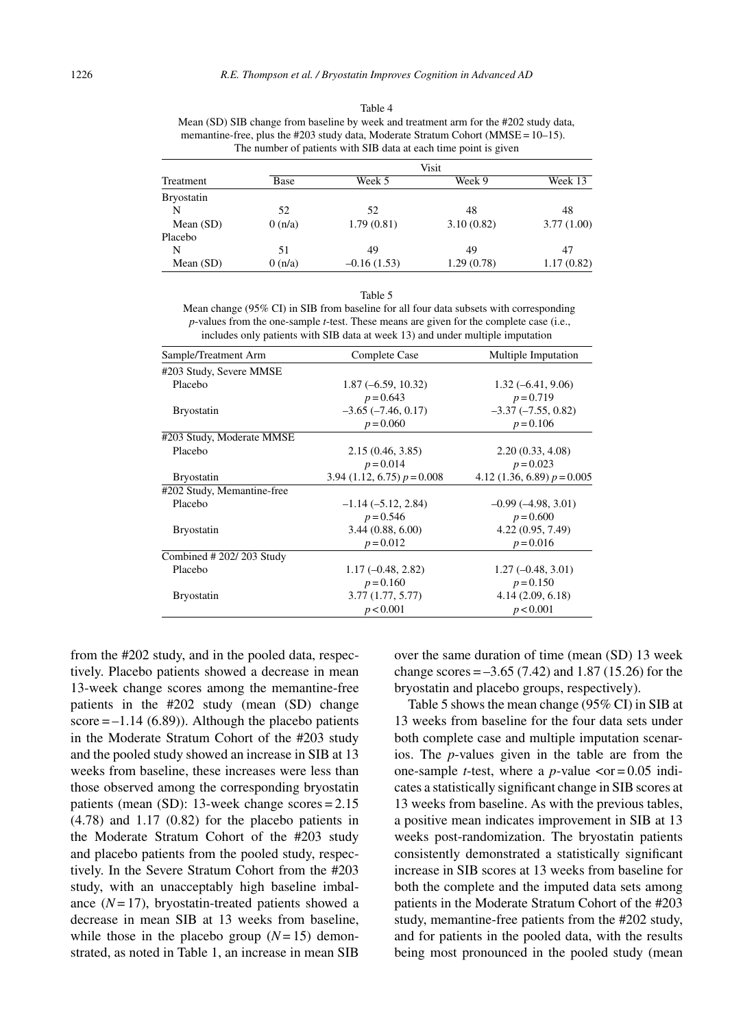Table 4
Mean (SD) SIB change from baseline by week and treatment arm for the #202 study data, memantine-free, plus the #203 study data, Moderate Stratum Cohort (MMSE = 10–15). The number of patients with SIB data at each time point is given

| Treatment | Visit | | | |
|---|---|---|---|---|
| | Base | Week 5 | Week 9 | Week 13 |
| Bryostatin | | | | |
| N | 52 | 52 | 48 | 48 |
| Mean (SD) | 0 (n/a) | 1.79 (0.81) | 3.10 (0.82) | 3.77 (1.00) |
| Placebo | | | | |
| N | 51 | 49 | 49 | 47 |
| Mean (SD) | 0 (n/a) | –0.16 (1.53) | 1.29 (0.78) | 1.17 (0.82) |

Table 5
Mean change (95% CI) in SIB from baseline for all four data subsets with corresponding *p*-values from the one-sample *t*-test. These means are given for the complete case (i.e., includes only patients with SIB data at week 13) and under multiple imputation

| Sample/Treatment Arm | Complete Case | Multiple Imputation |
|---|---|---|
| #203 Study, Severe MMSE | | |
| Placebo | 1.87 (–6.59, 10.32) $p = 0.643$ | 1.32 (–6.41, 9.06) $p = 0.719$ |
| Bryostatin | –3.65 (–7.46, 0.17) $p = 0.060$ | –3.37 (–7.55, 0.82) $p = 0.106$ |
| #203 Study, Moderate MMSE | | |
| Placebo | 2.15 (0.46, 3.85) $p = 0.014$ | 2.20 (0.33, 4.08) $p = 0.023$ |
| Bryostatin | 3.94 (1.12, 6.75) $p = 0.008$ | 4.12 (1.36, 6.89) $p = 0.005$ |
| #202 Study, Memantine-free | | |
| Placebo | –1.14 (–5.12, 2.84) $p = 0.546$ | –0.99 (–4.98, 3.01) $p = 0.600$ |
| Bryostatin | 3.44 (0.88, 6.00) $p = 0.012$ | 4.22 (0.95, 7.49) $p = 0.016$ |
| Combined # 202/ 203 Study | | |
| Placebo | 1.17 (–0.48, 2.82) $p = 0.160$ | 1.27 (–0.48, 3.01) $p = 0.150$ |
| Bryostatin | 3.77 (1.77, 5.77) $p < 0.001$ | 4.14 (2.09, 6.18) $p < 0.001$ |

from the #202 study, and in the pooled data, respectively. Placebo patients showed a decrease in mean 13-week change scores among the memantine-free patients in the #202 study (mean (SD) change score = –1.14 (6.89)). Although the placebo patients in the Moderate Stratum Cohort of the #203 study and the pooled study showed an increase in SIB at 13 weeks from baseline, these increases were less than those observed among the corresponding bryostatin patients (mean (SD): 13-week change scores = 2.15 (4.78) and 1.17 (0.82) for the placebo patients in the Moderate Stratum Cohort of the #203 study and placebo patients from the pooled study, respectively. In the Severe Stratum Cohort from the #203 study, with an unacceptably high baseline imbalance ($N = 17$), bryostatin-treated patients showed a decrease in mean SIB at 13 weeks from baseline, while those in the placebo group ($N = 15$) demonstrated, as noted in Table 1, an increase in mean SIB over the same duration of time (mean (SD) 13 week change scores = –3.65 (7.42) and 1.87 (15.26) for the bryostatin and placebo groups, respectively).

Table 5 shows the mean change (95% CI) in SIB at 13 weeks from baseline for the four data sets under both complete case and multiple imputation scenarios. The *p*-values given in the table are from the one-sample *t*-test, where a *p*-value <or = 0.05 indicates a statistically significant change in SIB scores at 13 weeks from baseline. As with the previous tables, a positive mean indicates improvement in SIB at 13 weeks post-randomization. The bryostatin patients consistently demonstrated a statistically significant increase in SIB scores at 13 weeks from baseline for both the complete and the imputed data sets among patients in the Moderate Stratum Cohort of the #203 study, memantine-free patients from the #202 study, and for patients in the pooled data, with the results being most pronounced in the pooled study (mean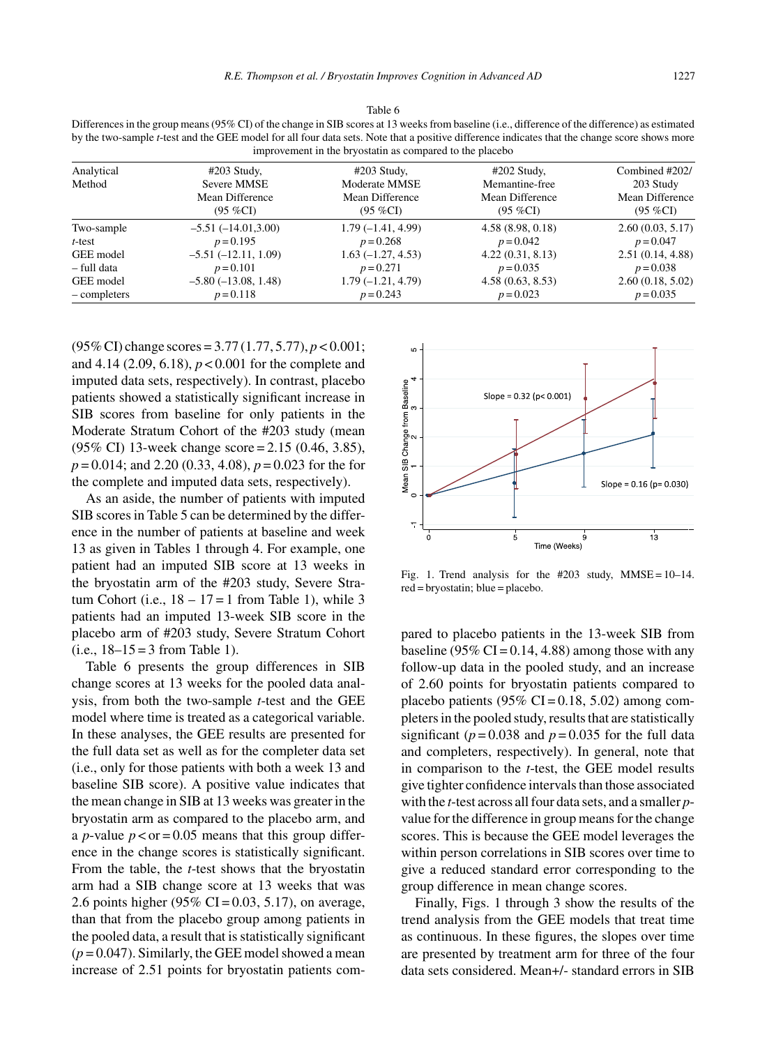Table 6

Differences in the group means (95% CI) of the change in SIB scores at 13 weeks from baseline (i.e., difference of the difference) as estimated by the two-sample *t*-test and the GEE model for all four data sets. Note that a positive difference indicates that the change score shows more improvement in the bryostatin as compared to the placebo

| Analytical Method | #203 Study, Severe MMSE Mean Difference (95 %CI) | #203 Study, Moderate MMSE Mean Difference (95 %CI) | #202 Study, Memantine-free Mean Difference (95 %CI) | Combined #202/ 203 Study Mean Difference (95 %CI) |
|---|---|---|---|---|
| Two-sample *t*-test | –5.51 (–14.01,3.00) $p = 0.195$ | 1.79 (–1.41, 4.99) $p = 0.268$ | 4.58 (8.98, 0.18) $p = 0.042$ | 2.60 (0.03, 5.17) $p = 0.047$ |
| GEE model – full data | –5.51 (–12.11, 1.09) $p = 0.101$ | 1.63 (–1.27, 4.53) $p = 0.271$ | 4.22 (0.31, 8.13) $p = 0.035$ | 2.51 (0.14, 4.88) $p = 0.038$ |
| GEE model – completers | –5.80 (–13.08, 1.48) $p = 0.118$ | 1.79 (–1.21, 4.79) $p = 0.243$ | 4.58 (0.63, 8.53) $p = 0.023$ | 2.60 (0.18, 5.02) $p = 0.035$ |

(95% CI) change scores = 3.77 (1.77, 5.77), $p < 0.001$; and 4.14 (2.09, 6.18), $p < 0.001$ for the complete and imputed data sets, respectively). In contrast, placebo patients showed a statistically significant increase in SIB scores from baseline for only patients in the Moderate Stratum Cohort of the #203 study (mean (95% CI) 13-week change score = 2.15 (0.46, 3.85), $p = 0.014$; and 2.20 (0.33, 4.08), $p = 0.023$ for the for the complete and imputed data sets, respectively).

As an aside, the number of patients with imputed SIB scores in Table 5 can be determined by the difference in the number of patients at baseline and week 13 as given in Tables 1 through 4. For example, one patient had an imputed SIB score at 13 weeks in the bryostatin arm of the #203 study, Severe Stratum Cohort (i.e., 18 – 17 = 1 from Table 1), while 3 patients had an imputed 13-week SIB score in the placebo arm of #203 study, Severe Stratum Cohort (i.e., 18–15 = 3 from Table 1).

Table 6 presents the group differences in SIB change scores at 13 weeks for the pooled data analysis, from both the two-sample *t*-test and the GEE model where time is treated as a categorical variable. In these analyses, the GEE results are presented for the full data set as well as for the completer data set (i.e., only for those patients with both a week 13 and baseline SIB score). A positive value indicates that the mean change in SIB at 13 weeks was greater in the bryostatin arm as compared to the placebo arm, and a *p*-value $p <$ or $= 0.05$ means that this group difference in the change scores is statistically significant. From the table, the *t*-test shows that the bryostatin arm had a SIB change score at 13 weeks that was 2.6 points higher (95% CI = 0.03, 5.17), on average, than that from the placebo group among patients in the pooled data, a result that is statistically significant ($p = 0.047$). Similarly, the GEE model showed a mean increase of 2.51 points for bryostatin patients compared to placebo patients in the 13-week SIB from baseline (95% CI = 0.14, 4.88) among those with any follow-up data in the pooled study, and an increase of 2.60 points for bryostatin patients compared to placebo patients (95% CI = 0.18, 5.02) among completers in the pooled study, results that are statistically significant ($p = 0.038$ and $p = 0.035$ for the full data and completers, respectively). In general, note that in comparison to the *t*-test, the GEE model results give tighter confidence intervals than those associated with the *t*-test across all four data sets, and a smaller *p*-value for the difference in group means for the change scores. This is because the GEE model leverages the within person correlations in SIB scores over time to give a reduced standard error corresponding to the group difference in mean change scores.

Fig. 1. Trend analysis for the #203 study, MMSE = 10–14. red = bryostatin; blue = placebo.

Finally, Figs. 1 through 3 show the results of the trend analysis from the GEE models that treat time as continuous. In these figures, the slopes over time are presented by treatment arm for three of the four data sets considered. Mean+/- standard errors in SIB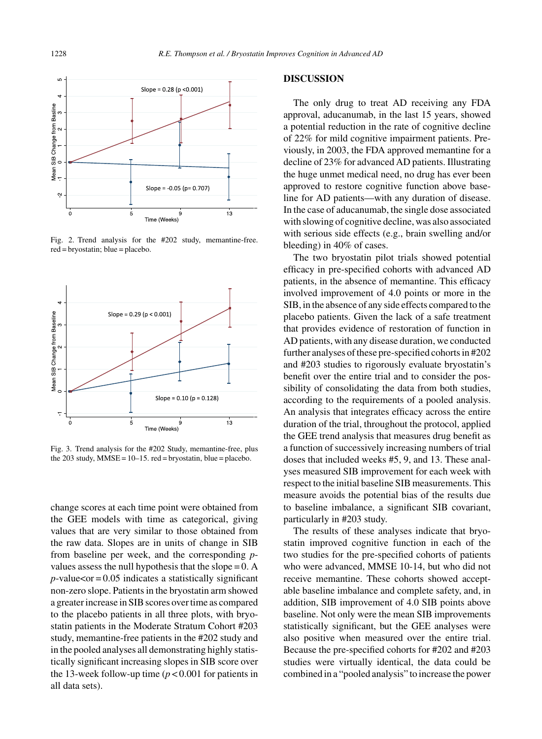Fig. 2. Trend analysis for the #202 study, memantine-free. red = bryostatin; blue = placebo.

Fig. 3. Trend analysis for the #202 Study, memantine-free, plus the 203 study, MMSE = 10–15. red = bryostatin, blue = placebo.

change scores at each time point were obtained from the GEE models with time as categorical, giving values that are very similar to those obtained from the raw data. Slopes are in units of change in SIB from baseline per week, and the corresponding *p*-values assess the null hypothesis that the slope = 0. A *p*-value<or = 0.05 indicates a statistically significant non-zero slope. Patients in the bryostatin arm showed a greater increase in SIB scores over time as compared to the placebo patients in all three plots, with bryostatin patients in the Moderate Stratum Cohort #203 study, memantine-free patients in the #202 study and in the pooled analyses all demonstrating highly statistically significant increasing slopes in SIB score over the 13-week follow-up time ($p < 0.001$ for patients in all data sets).

## DISCUSSION

The only drug to treat AD receiving any FDA approval, aducanumab, in the last 15 years, showed a potential reduction in the rate of cognitive decline of 22% for mild cognitive impairment patients. Previously, in 2003, the FDA approved memantine for a decline of 23% for advanced AD patients. Illustrating the huge unmet medical need, no drug has ever been approved to restore cognitive function above baseline for AD patients—with any duration of disease. In the case of aducanumab, the single dose associated with slowing of cognitive decline, was also associated with serious side effects (e.g., brain swelling and/or bleeding) in 40% of cases.

The two bryostatin pilot trials showed potential efficacy in pre-specified cohorts with advanced AD patients, in the absence of memantine. This efficacy involved improvement of 4.0 points or more in the SIB, in the absence of any side effects compared to the placebo patients. Given the lack of a safe treatment that provides evidence of restoration of function in AD patients, with any disease duration, we conducted further analyses of these pre-specified cohorts in #202 and #203 studies to rigorously evaluate bryostatin's benefit over the entire trial and to consider the possibility of consolidating the data from both studies, according to the requirements of a pooled analysis. An analysis that integrates efficacy across the entire duration of the trial, throughout the protocol, applied the GEE trend analysis that measures drug benefit as a function of successively increasing numbers of trial doses that included weeks #5, 9, and 13. These analyses measured SIB improvement for each week with respect to the initial baseline SIB measurements. This measure avoids the potential bias of the results due to baseline imbalance, a significant SIB covariant, particularly in #203 study.

The results of these analyses indicate that bryostatin improved cognitive function in each of the two studies for the pre-specified cohorts of patients who were advanced, MMSE 10-14, but who did not receive memantine. These cohorts showed acceptable baseline imbalance and complete safety, and, in addition, SIB improvement of 4.0 SIB points above baseline. Not only were the mean SIB improvements statistically significant, but the GEE analyses were also positive when measured over the entire trial. Because the pre-specified cohorts for #202 and #203 studies were virtually identical, the data could be combined in a "pooled analysis" to increase the power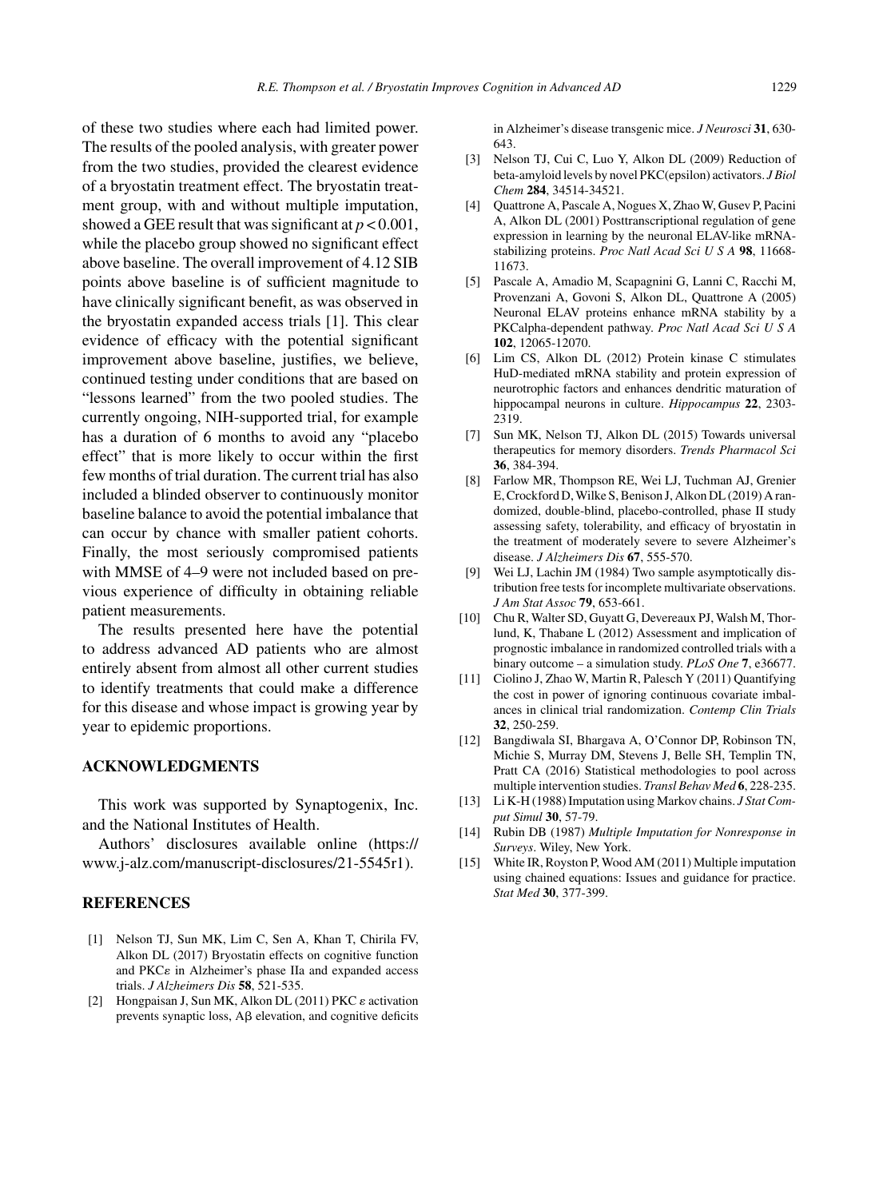of these two studies where each had limited power. The results of the pooled analysis, with greater power from the two studies, provided the clearest evidence of a bryostatin treatment effect. The bryostatin treatment group, with and without multiple imputation, showed a GEE result that was significant at $p < 0.001$, while the placebo group showed no significant effect above baseline. The overall improvement of 4.12 SIB points above baseline is of sufficient magnitude to have clinically significant benefit, as was observed in the bryostatin expanded access trials [1]. This clear evidence of efficacy with the potential significant improvement above baseline, justifies, we believe, continued testing under conditions that are based on "lessons learned" from the two pooled studies. The currently ongoing, NIH-supported trial, for example has a duration of 6 months to avoid any "placebo effect" that is more likely to occur within the first few months of trial duration. The current trial has also included a blinded observer to continuously monitor baseline balance to avoid the potential imbalance that can occur by chance with smaller patient cohorts. Finally, the most seriously compromised patients with MMSE of 4–9 were not included based on previous experience of difficulty in obtaining reliable patient measurements.

The results presented here have the potential to address advanced AD patients who are almost entirely absent from almost all other current studies to identify treatments that could make a difference for this disease and whose impact is growing year by year to epidemic proportions.

## ACKNOWLEDGMENTS

This work was supported by Synaptogenix, Inc. and the National Institutes of Health.

Authors' disclosures available online (https://www.j-alz.com/manuscript-disclosures/21-5545r1).

## REFERENCES

[1] Nelson TJ, Sun MK, Lim C, Sen A, Khan T, Chirila FV, Alkon DL (2017) Bryostatin effects on cognitive function and PKC$\varepsilon$ in Alzheimer's phase IIa and expanded access trials. *J Alzheimers Dis* **58**, 521-535.

[2] Hongpaisan J, Sun MK, Alkon DL (2011) PKC $\varepsilon$ activation prevents synaptic loss, A$\beta$ elevation, and cognitive deficits in Alzheimer's disease transgenic mice. *J Neurosci* **31**, 630-643.

[3] Nelson TJ, Cui C, Luo Y, Alkon DL (2009) Reduction of beta-amyloid levels by novel PKC(epsilon) activators. *J Biol Chem* **284**, 34514-34521.

[4] Quattrone A, Pascale A, Nogues X, Zhao W, Gusev P, Pacini A, Alkon DL (2001) Posttranscriptional regulation of gene expression in learning by the neuronal ELAV-like mRNA-stabilizing proteins. *Proc Natl Acad Sci U S A* **98**, 11668-11673.

[5] Pascale A, Amadio M, Scapagnini G, Lanni C, Racchi M, Provenzani A, Govoni S, Alkon DL, Quattrone A (2005) Neuronal ELAV proteins enhance mRNA stability by a PKCalpha-dependent pathway. *Proc Natl Acad Sci U S A* **102**, 12065-12070.

[6] Lim CS, Alkon DL (2012) Protein kinase C stimulates HuD-mediated mRNA stability and protein expression of neurotrophic factors and enhances dendritic maturation of hippocampal neurons in culture. *Hippocampus* **22**, 2303-2319.

[7] Sun MK, Nelson TJ, Alkon DL (2015) Towards universal therapeutics for memory disorders. *Trends Pharmacol Sci* **36**, 384-394.

[8] Farlow MR, Thompson RE, Wei LJ, Tuchman AJ, Grenier E, Crockford D, Wilke S, Benison J, Alkon DL (2019) A randomized, double-blind, placebo-controlled, phase II study assessing safety, tolerability, and efficacy of bryostatin in the treatment of moderately severe to severe Alzheimer's disease. *J Alzheimers Dis* **67**, 555-570.

[9] Wei LJ, Lachin JM (1984) Two sample asymptotically distribution free tests for incomplete multivariate observations. *J Am Stat Assoc* **79**, 653-661.

[10] Chu R, Walter SD, Guyatt G, Devereaux PJ, Walsh M, Thorlund, K, Thabane L (2012) Assessment and implication of prognostic imbalance in randomized controlled trials with a binary outcome – a simulation study. *PLoS One* **7**, e36677.

[11] Ciolino J, Zhao W, Martin R, Palesch Y (2011) Quantifying the cost in power of ignoring continuous covariate imbalances in clinical trial randomization. *Contemp Clin Trials* **32**, 250-259.

[12] Bangdiwala SI, Bhargava A, O'Connor DP, Robinson TN, Michie S, Murray DM, Stevens J, Belle SH, Templin TN, Pratt CA (2016) Statistical methodologies to pool across multiple intervention studies. *Transl Behav Med* **6**, 228-235.

[13] Li K-H (1988) Imputation using Markov chains. *J Stat Comput Simul* **30**, 57-79.

[14] Rubin DB (1987) *Multiple Imputation for Nonresponse in Surveys*. Wiley, New York.

[15] White IR, Royston P, Wood AM (2011) Multiple imputation using chained equations: Issues and guidance for practice. *Stat Med* **30**, 377-399.